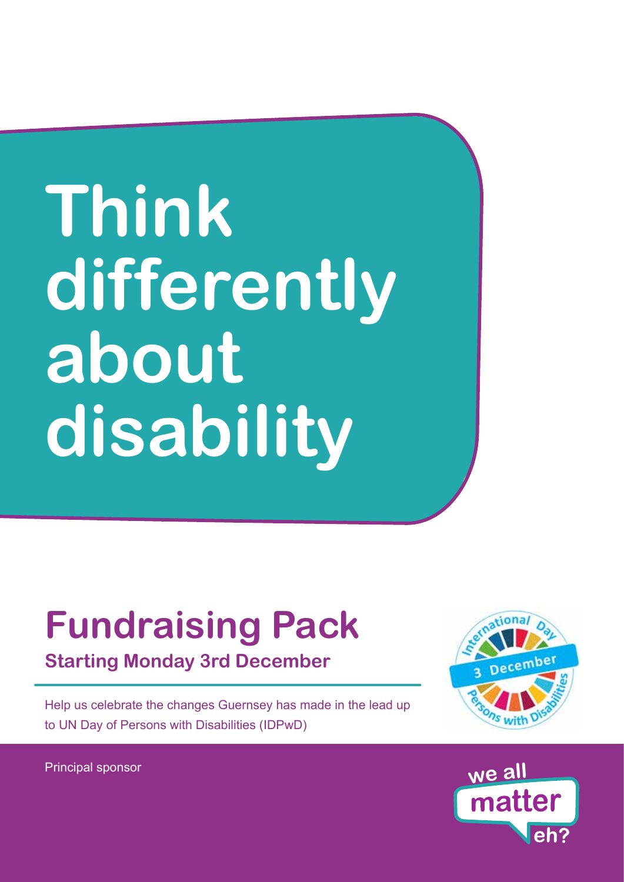# Think differently about disability

## Fundraising Pack

### Starting Monday 3rd December

Help us celebrate the changes Guernsey has made in the lead up to UN Day of Persons with Disabilities (IDPwD)

International Day of Persons with Disabilities — 3 December

Principal sponsor

we all matter eh?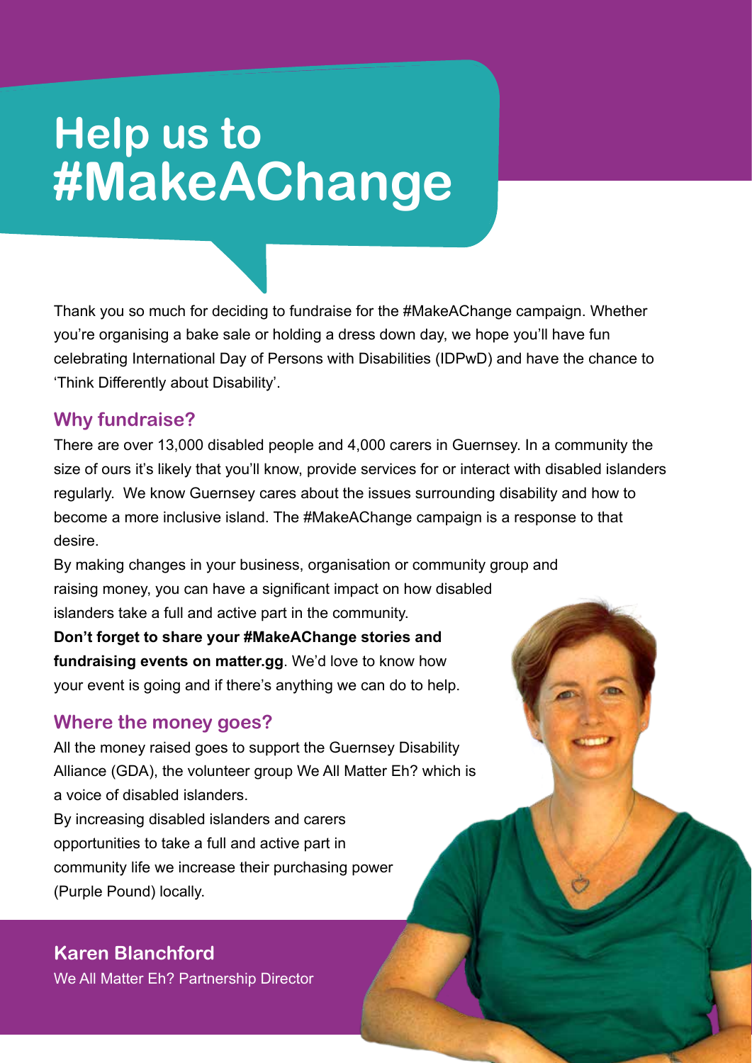# Help us to #MakeAChange

Thank you so much for deciding to fundraise for the #MakeAChange campaign. Whether you're organising a bake sale or holding a dress down day, we hope you'll have fun celebrating International Day of Persons with Disabilities (IDPwD) and have the chance to 'Think Differently about Disability'.

## Why fundraise?

There are over 13,000 disabled people and 4,000 carers in Guernsey. In a community the size of ours it's likely that you'll know, provide services for or interact with disabled islanders regularly. We know Guernsey cares about the issues surrounding disability and how to become a more inclusive island. The #MakeAChange campaign is a response to that desire.

By making changes in your business, organisation or community group and raising money, you can have a significant impact on how disabled islanders take a full and active part in the community.

**Don't forget to share your #MakeAChange stories and fundraising events on matter.gg**. We'd love to know how your event is going and if there's anything we can do to help.

## Where the money goes?

All the money raised goes to support the Guernsey Disability Alliance (GDA), the volunteer group We All Matter Eh? which is a voice of disabled islanders.

By increasing disabled islanders and carers opportunities to take a full and active part in community life we increase their purchasing power (Purple Pound) locally.

**Karen Blanchford**

We All Matter Eh? Partnership Director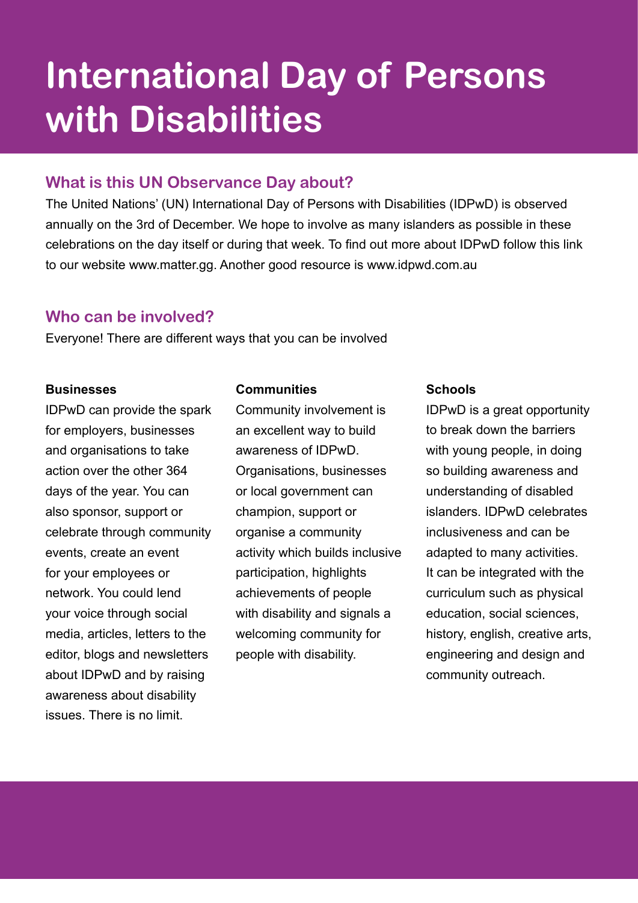# International Day of Persons with Disabilities

## What is this UN Observance Day about?

The United Nations' (UN) International Day of Persons with Disabilities (IDPwD) is observed annually on the 3rd of December. We hope to involve as many islanders as possible in these celebrations on the day itself or during that week. To find out more about IDPwD follow this link to our website www.matter.gg. Another good resource is www.idpwd.com.au

## Who can be involved?

Everyone! There are different ways that you can be involved

**Businesses**

IDPwD can provide the spark for employers, businesses and organisations to take action over the other 364 days of the year. You can also sponsor, support or celebrate through community events, create an event for your employees or network. You could lend your voice through social media, articles, letters to the editor, blogs and newsletters about IDPwD and by raising awareness about disability issues. There is no limit.

**Communities**

Community involvement is an excellent way to build awareness of IDPwD. Organisations, businesses or local government can champion, support or organise a community activity which builds inclusive participation, highlights achievements of people with disability and signals a welcoming community for people with disability.

**Schools**

IDPwD is a great opportunity to break down the barriers with young people, in doing so building awareness and understanding of disabled islanders. IDPwD celebrates inclusiveness and can be adapted to many activities. It can be integrated with the curriculum such as physical education, social sciences, history, english, creative arts, engineering and design and community outreach.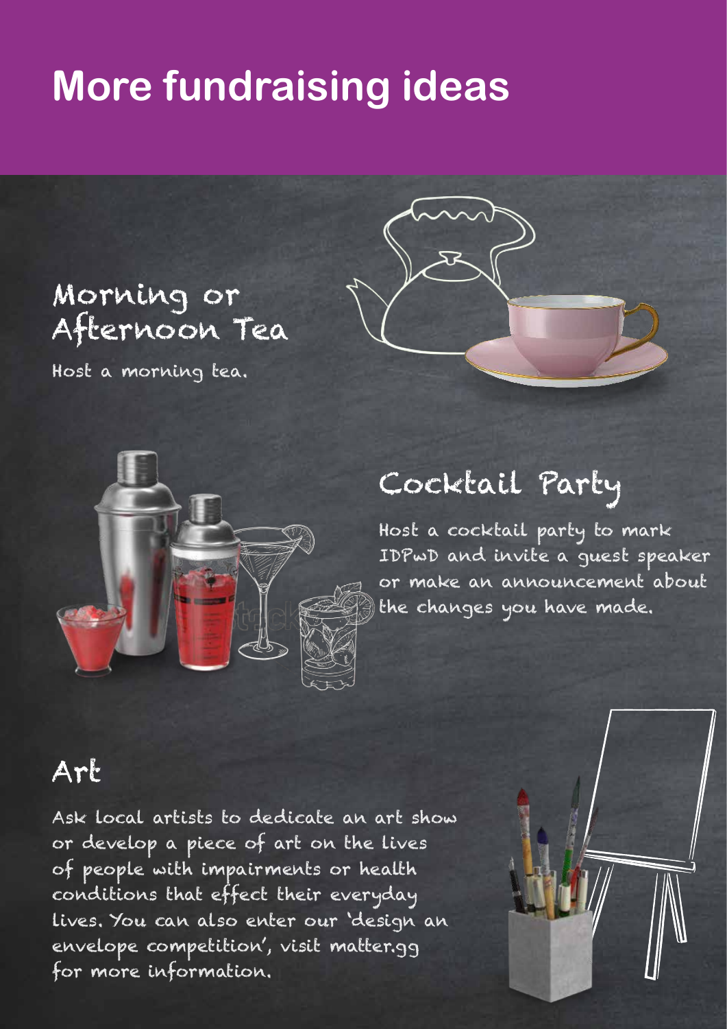# More fundraising ideas

## Morning or Afternoon Tea

Host a morning tea.

## Cocktail Party

Host a cocktail party to mark IDPwD and invite a guest speaker or make an announcement about the changes you have made.

## Art

Ask local artists to dedicate an art show or develop a piece of art on the lives of people with impairments or health conditions that effect their everyday lives. You can also enter our 'design an envelope competition', visit matter.gg for more information.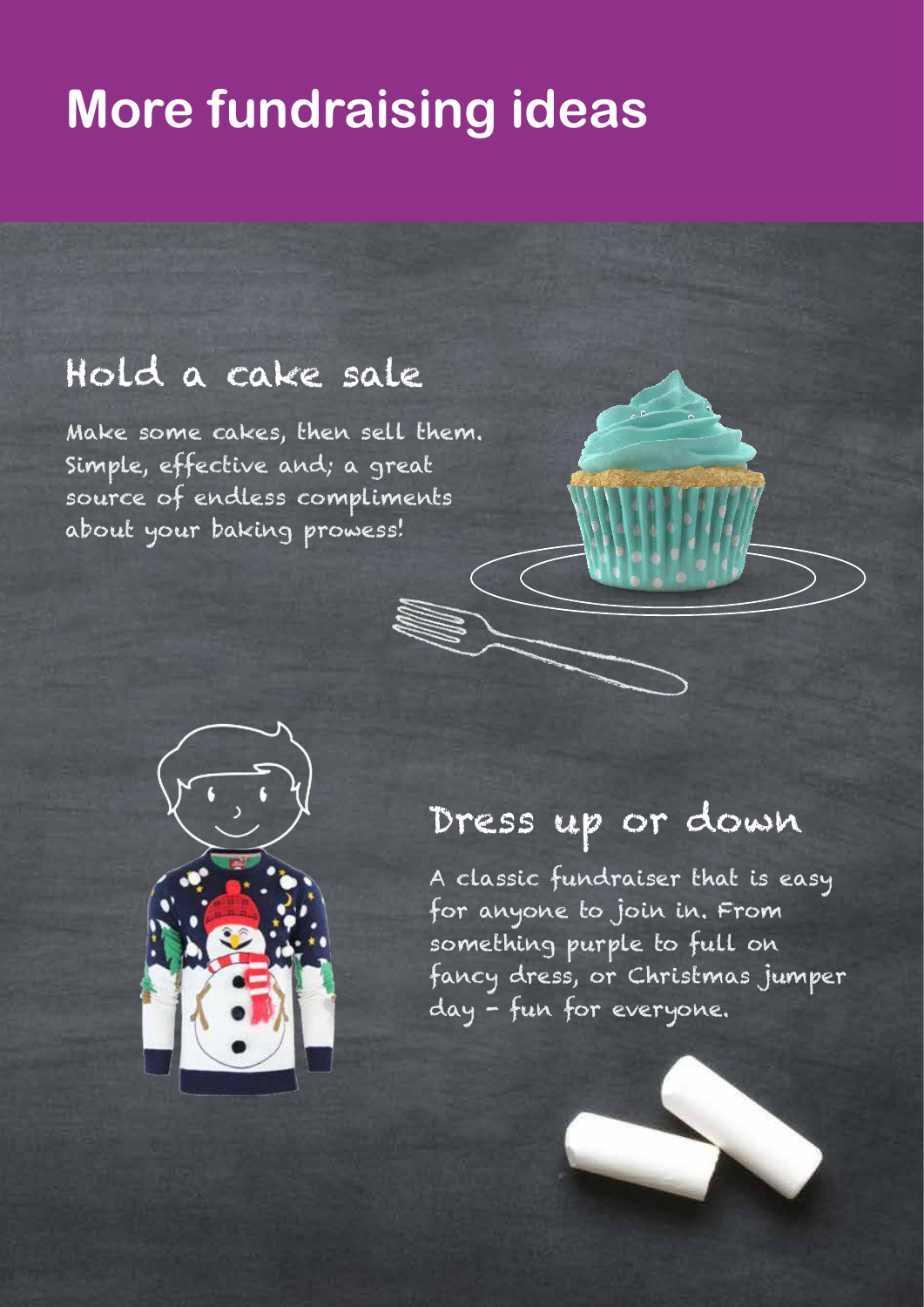# More fundraising ideas

## Hold a cake sale

Make some cakes, then sell them. Simple, effective and; a great source of endless compliments about your baking prowess!

## Dress up or down

A classic fundraiser that is easy for anyone to join in. From something purple to full on fancy dress, or Christmas jumper day – fun for everyone.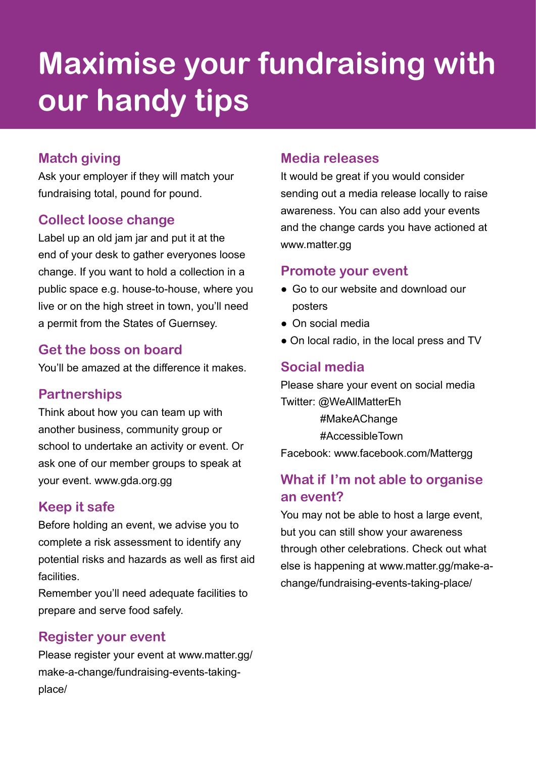# Maximise your fundraising with our handy tips

## Match giving

Ask your employer if they will match your fundraising total, pound for pound.

## Collect loose change

Label up an old jam jar and put it at the end of your desk to gather everyones loose change. If you want to hold a collection in a public space e.g. house-to-house, where you live or on the high street in town, you'll need a permit from the States of Guernsey.

## Get the boss on board

You'll be amazed at the difference it makes.

## Partnerships

Think about how you can team up with another business, community group or school to undertake an activity or event. Or ask one of our member groups to speak at your event. www.gda.org.gg

## Keep it safe

Before holding an event, we advise you to complete a risk assessment to identify any potential risks and hazards as well as first aid facilities.

Remember you'll need adequate facilities to prepare and serve food safely.

## Register your event

Please register your event at www.matter.gg/make-a-change/fundraising-events-taking-place/

## Media releases

It would be great if you would consider sending out a media release locally to raise awareness. You can also add your events and the change cards you have actioned at www.matter.gg

## Promote your event

- Go to our website and download our posters
- On social media
- On local radio, in the local press and TV

## Social media

Please share your event on social media

Twitter: @WeAllMatterEh
#MakeAChange
#AccessibleTown

Facebook: www.facebook.com/Mattergg

## What if I'm not able to organise an event?

You may not be able to host a large event, but you can still show your awareness through other celebrations. Check out what else is happening at www.matter.gg/make-a-change/fundraising-events-taking-place/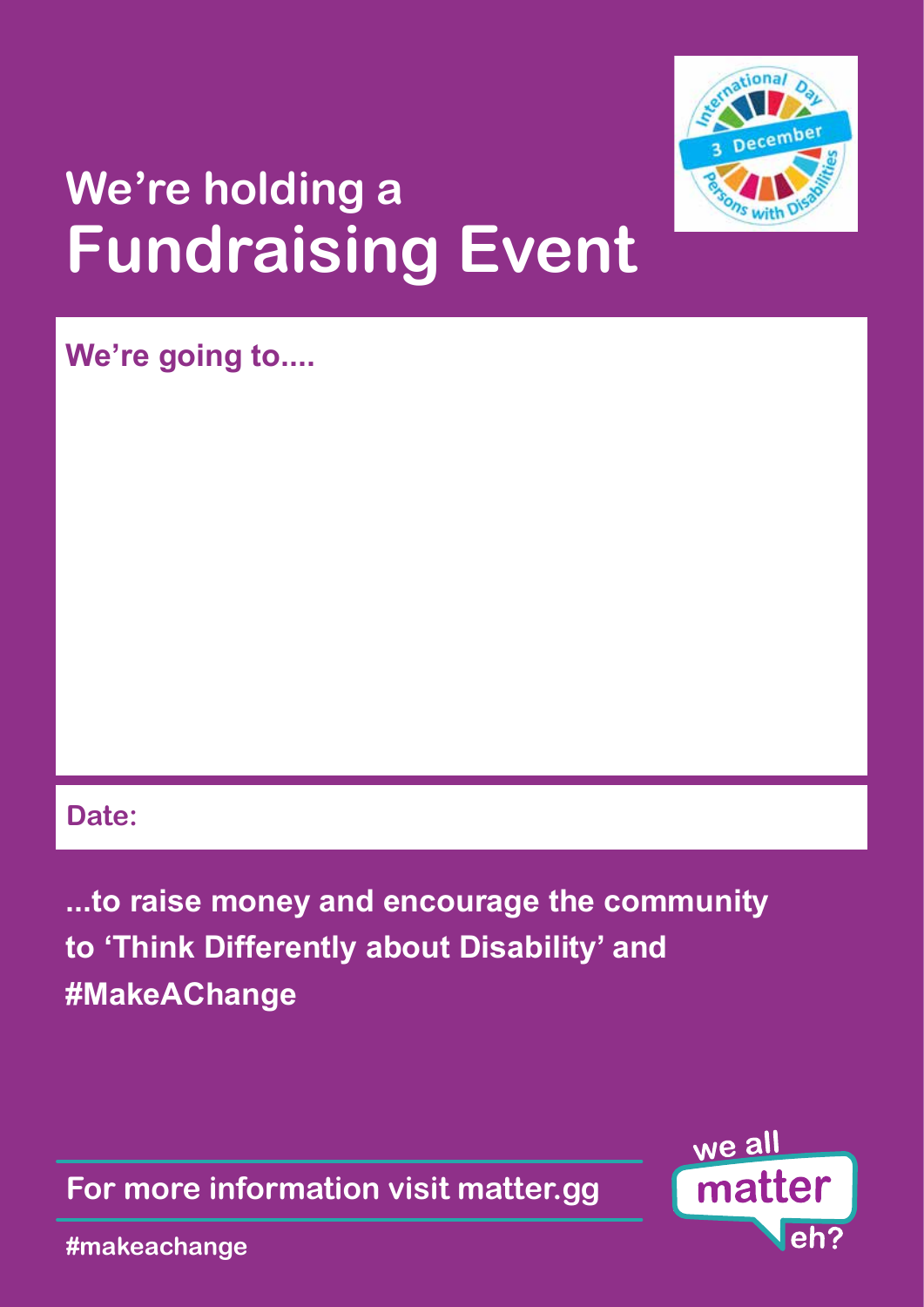# We're holding a Fundraising Event

**We're going to....**

**Date:**

**...to raise money and encourage the community to 'Think Differently about Disability' and #MakeAChange**

**For more information visit matter.gg**

**#makeachange**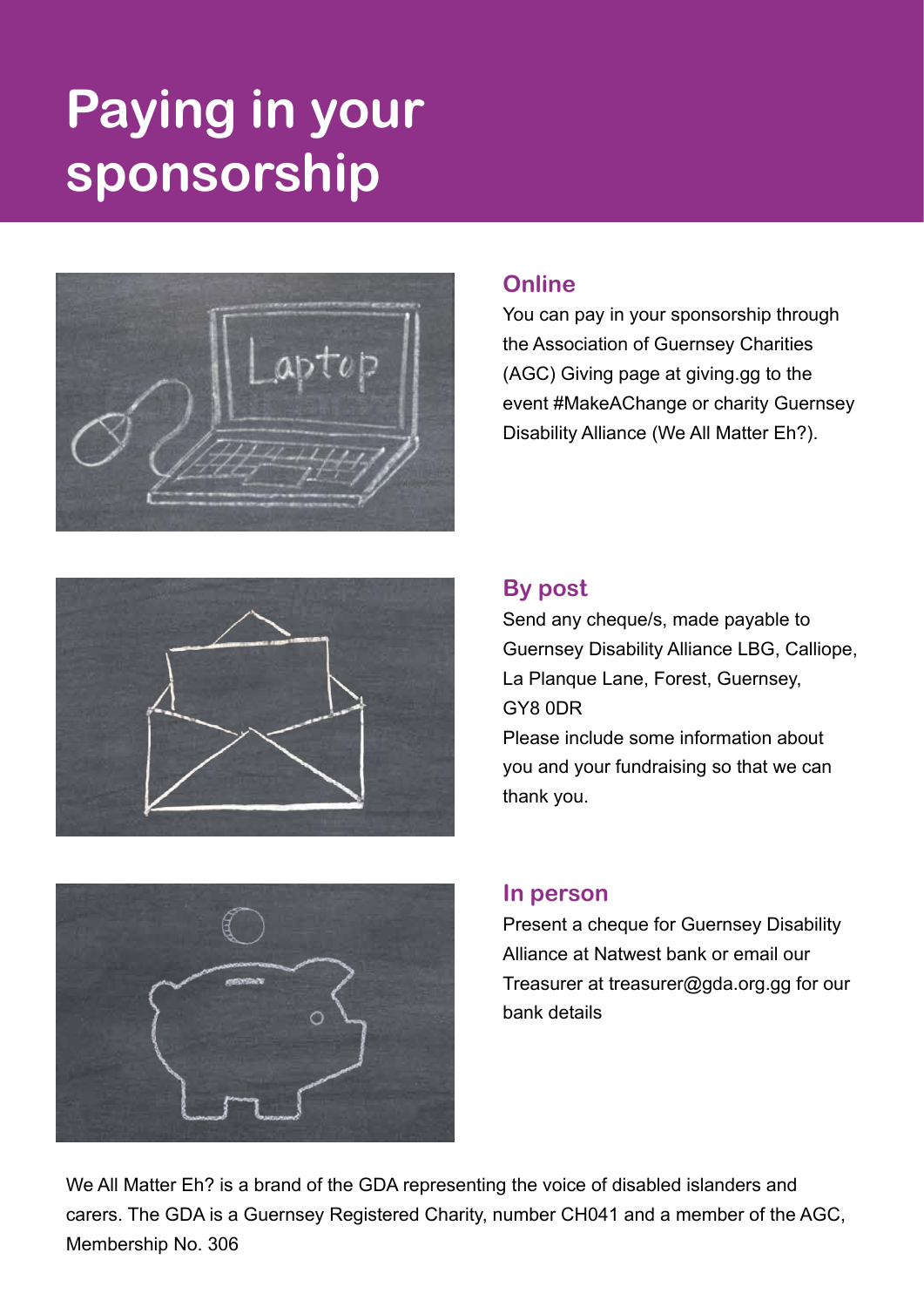# Paying in your sponsorship

## Online

You can pay in your sponsorship through the Association of Guernsey Charities (AGC) Giving page at giving.gg to the event #MakeAChange or charity Guernsey Disability Alliance (We All Matter Eh?).

## By post

Send any cheque/s, made payable to Guernsey Disability Alliance LBG, Calliope, La Planque Lane, Forest, Guernsey, GY8 0DR

Please include some information about you and your fundraising so that we can thank you.

## In person

Present a cheque for Guernsey Disability Alliance at Natwest bank or email our Treasurer at treasurer@gda.org.gg for our bank details

We All Matter Eh? is a brand of the GDA representing the voice of disabled islanders and carers. The GDA is a Guernsey Registered Charity, number CH041 and a member of the AGC, Membership No. 306